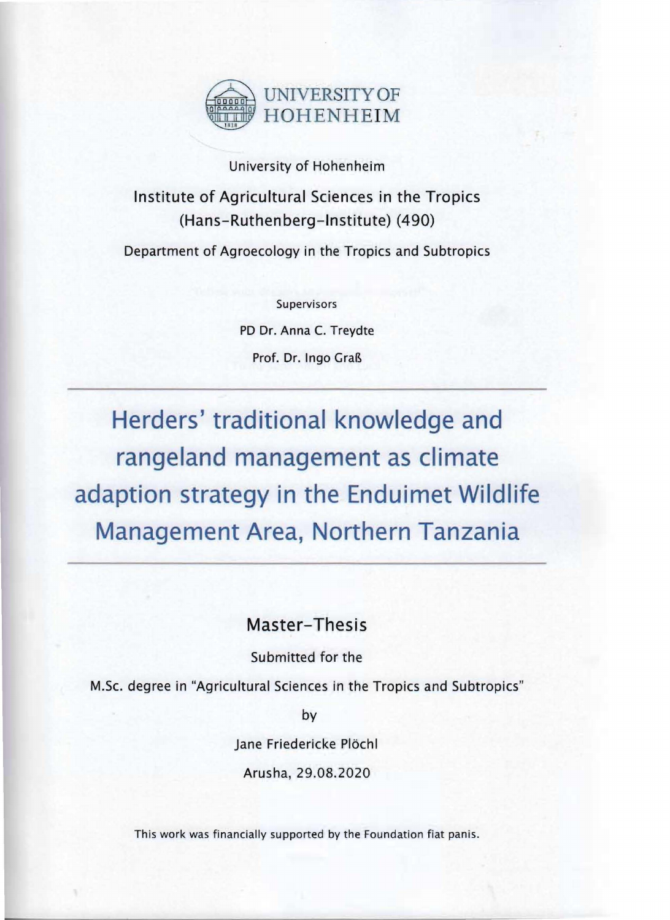UNIVERSITY OF HOHENHEIM

University of Hohenheim

Institute of Agricultural Sciences in the Tropics (Hans-Ruthenberg-Institute) (490)

Department of Agroecology in the Tropics and Subtropics

Supervisors

PD Dr. Anna C. Treydte

Prof. Dr. Ingo Graß

---

# Herders' traditional knowledge and rangeland management as climate adaption strategy in the Enduimet Wildlife Management Area, Northern Tanzania

---

## Master-Thesis

Submitted for the

M.Sc. degree in "Agricultural Sciences in the Tropics and Subtropics"

by

Jane Friedericke Plöchl

Arusha, 29.08.2020

This work was financially supported by the Foundation fiat panis.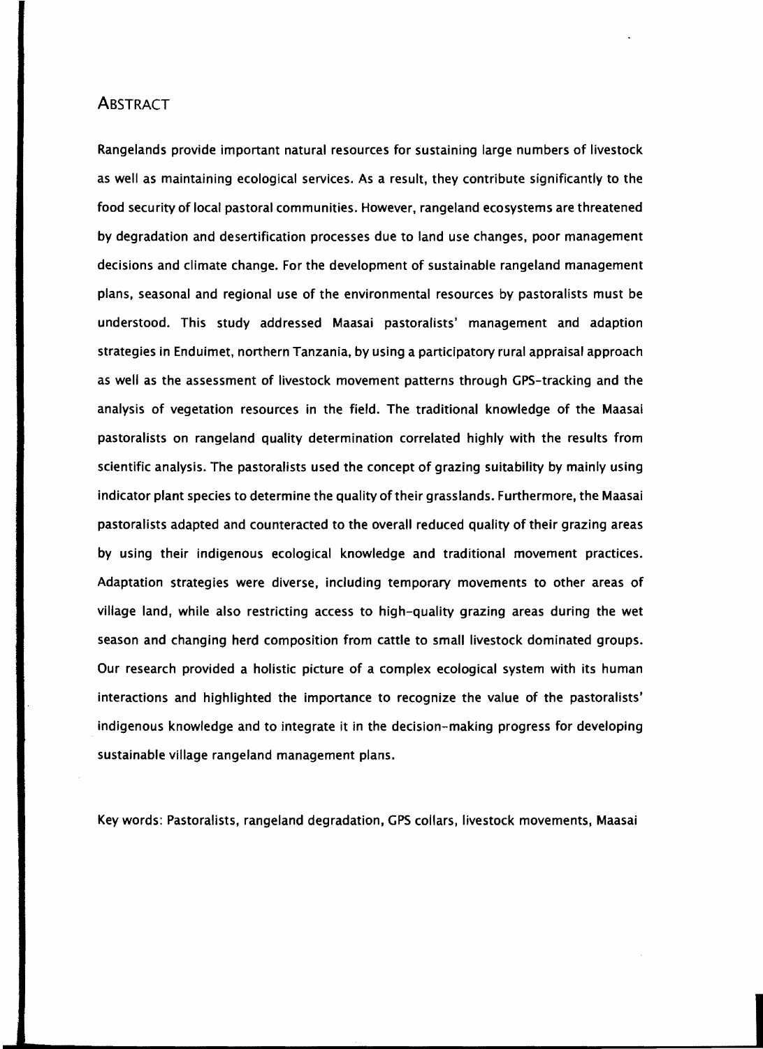## Abstract

Rangelands provide important natural resources for sustaining large numbers of livestock as well as maintaining ecological services. As a result, they contribute significantly to the food security of local pastoral communities. However, rangeland ecosystems are threatened by degradation and desertification processes due to land use changes, poor management decisions and climate change. For the development of sustainable rangeland management plans, seasonal and regional use of the environmental resources by pastoralists must be understood. This study addressed Maasai pastoralists' management and adaption strategies in Enduimet, northern Tanzania, by using a participatory rural appraisal approach as well as the assessment of livestock movement patterns through GPS-tracking and the analysis of vegetation resources in the field. The traditional knowledge of the Maasai pastoralists on rangeland quality determination correlated highly with the results from scientific analysis. The pastoralists used the concept of grazing suitability by mainly using indicator plant species to determine the quality of their grasslands. Furthermore, the Maasai pastoralists adapted and counteracted to the overall reduced quality of their grazing areas by using their indigenous ecological knowledge and traditional movement practices. Adaptation strategies were diverse, including temporary movements to other areas of village land, while also restricting access to high-quality grazing areas during the wet season and changing herd composition from cattle to small livestock dominated groups. Our research provided a holistic picture of a complex ecological system with its human interactions and highlighted the importance to recognize the value of the pastoralists' indigenous knowledge and to integrate it in the decision-making progress for developing sustainable village rangeland management plans.

Key words: Pastoralists, rangeland degradation, GPS collars, livestock movements, Maasai